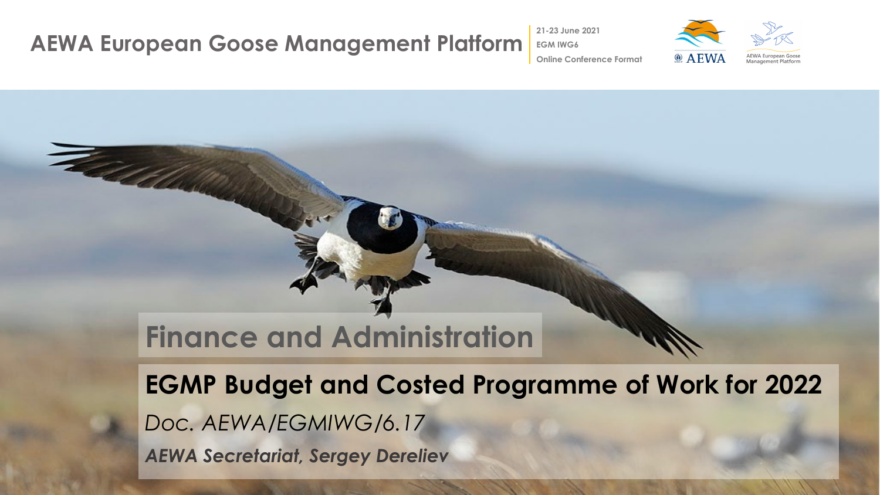# AEWA European Goose Management Platform

**21-23 June 2021**
**EGM IWG6**
**Online Conference Format**

## Finance and Administration

## EGMP Budget and Costed Programme of Work for 2022

*Doc. AEWA/EGMIWG/6.17*

***AEWA Secretariat, Sergey Dereliev***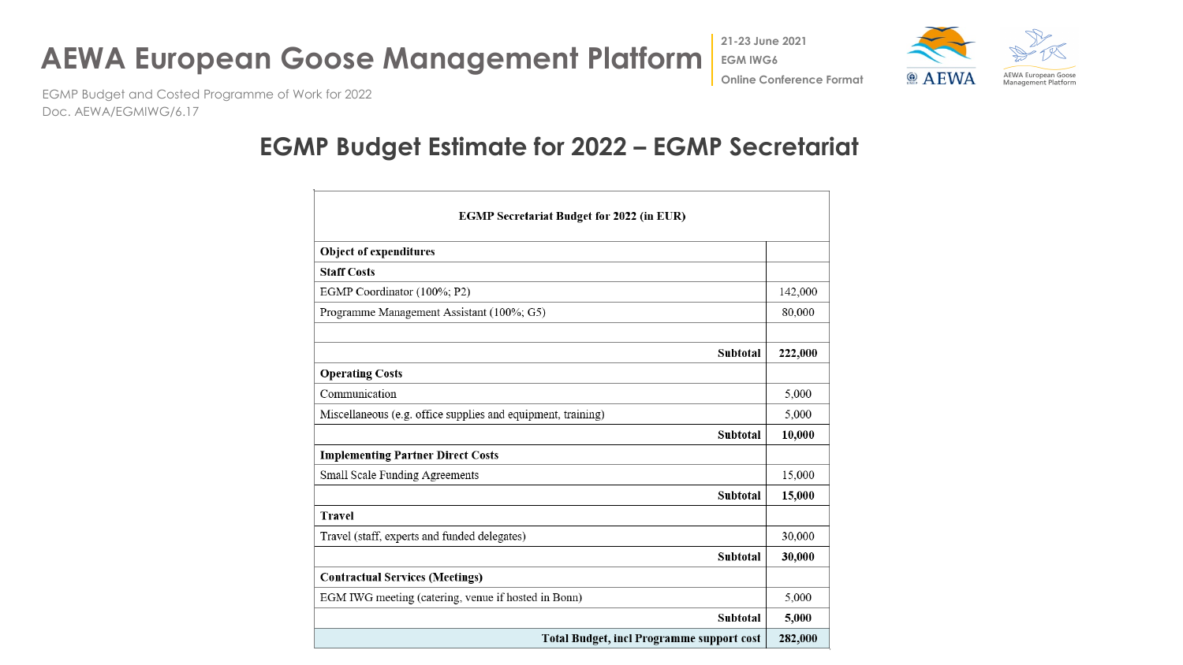## EGMP Budget Estimate for 2022 – EGMP Secretariat

| EGMP Secretariat Budget for 2022 (in EUR) | |
|---|---|
| **Object of expenditures** | |
| **Staff Costs** | |
| EGMP Coordinator (100%; P2) | 142,000 |
| Programme Management Assistant (100%; G5) | 80,000 |
| | |
| **Subtotal** | **222,000** |
| **Operating Costs** | |
| Communication | 5,000 |
| Miscellaneous (e.g. office supplies and equipment, training) | 5,000 |
| **Subtotal** | **10,000** |
| **Implementing Partner Direct Costs** | |
| Small Scale Funding Agreements | 15,000 |
| **Subtotal** | **15,000** |
| **Travel** | |
| Travel (staff, experts and funded delegates) | 30,000 |
| **Subtotal** | **30,000** |
| **Contractual Services (Meetings)** | |
| EGM IWG meeting (catering, venue if hosted in Bonn) | 5,000 |
| **Subtotal** | **5,000** |
| **Total Budget, incl Programme support cost** | **282,000** |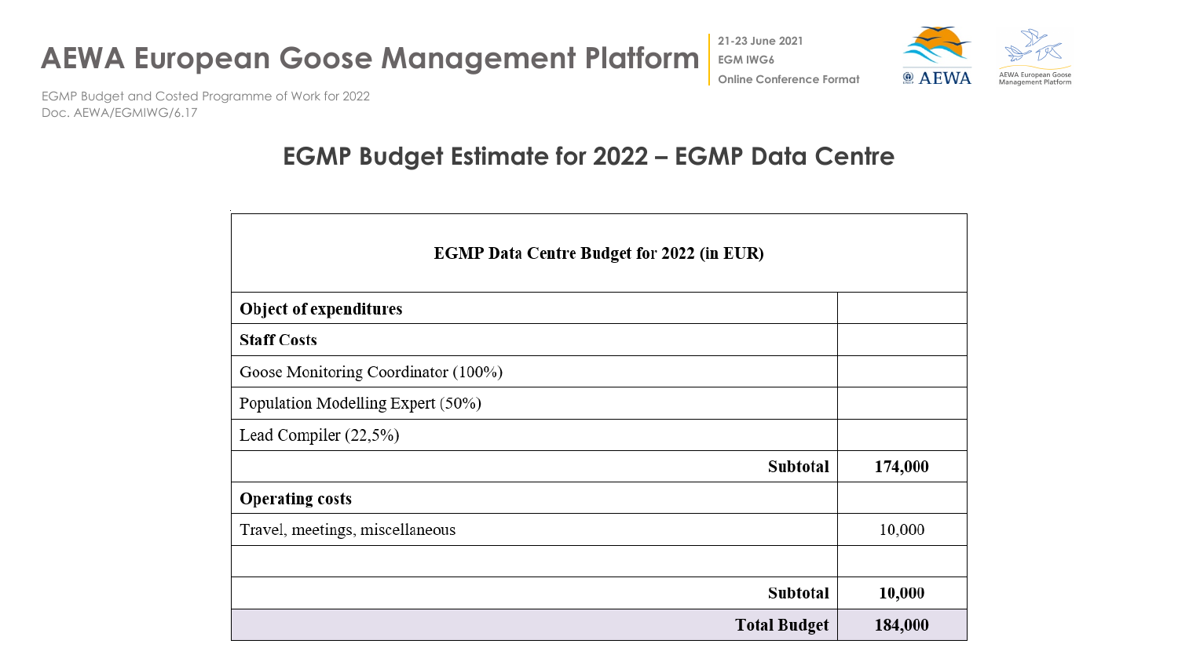## EGMP Budget Estimate for 2022 – EGMP Data Centre

| EGMP Data Centre Budget for 2022 (in EUR) | |
|---|---|
| **Object of expenditures** | |
| **Staff Costs** | |
| Goose Monitoring Coordinator (100%) | |
| Population Modelling Expert (50%) | |
| Lead Compiler (22,5%) | |
| **Subtotal** | **174,000** |
| **Operating costs** | |
| Travel, meetings, miscellaneous | 10,000 |
| | |
| **Subtotal** | **10,000** |
| **Total Budget** | **184,000** |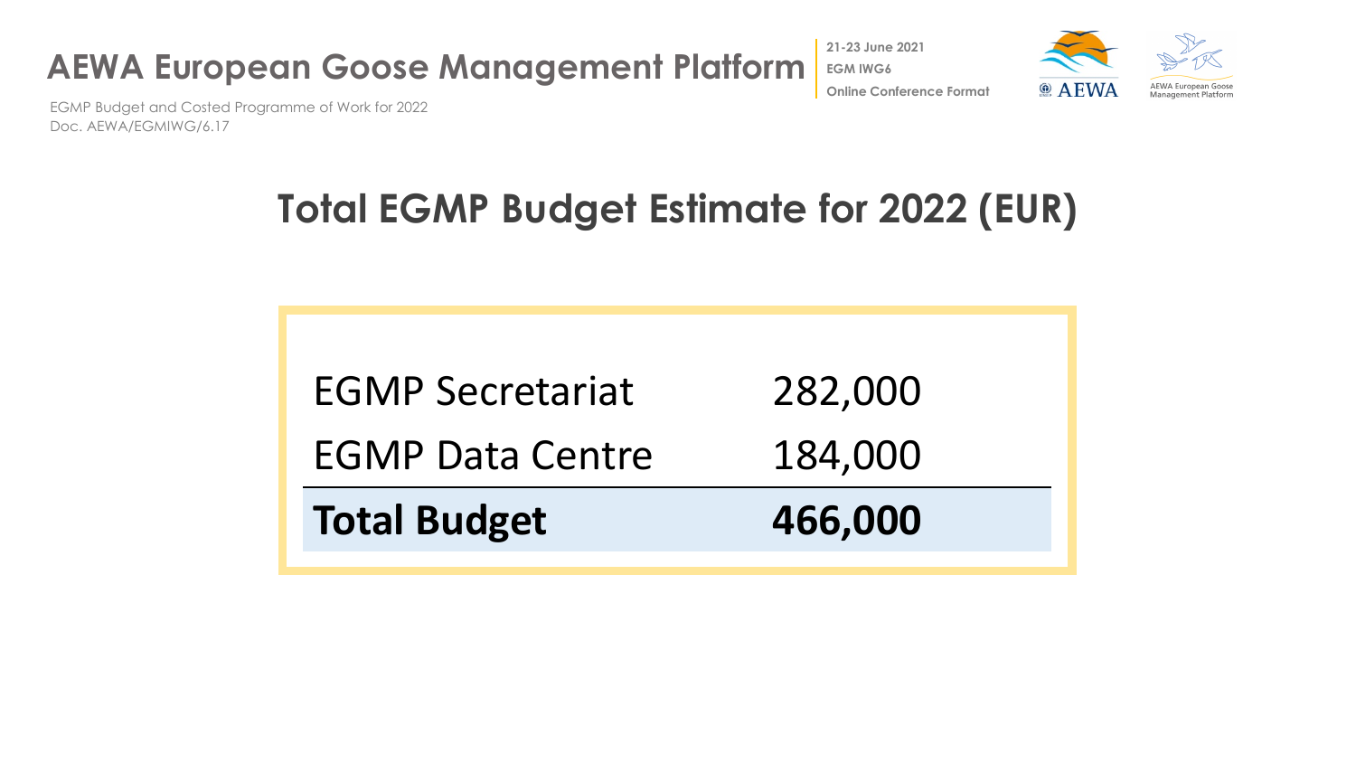# Total EGMP Budget Estimate for 2022 (EUR)

| | |
|---|---|
| EGMP Secretariat | 282,000 |
| EGMP Data Centre | 184,000 |
| **Total Budget** | **466,000** |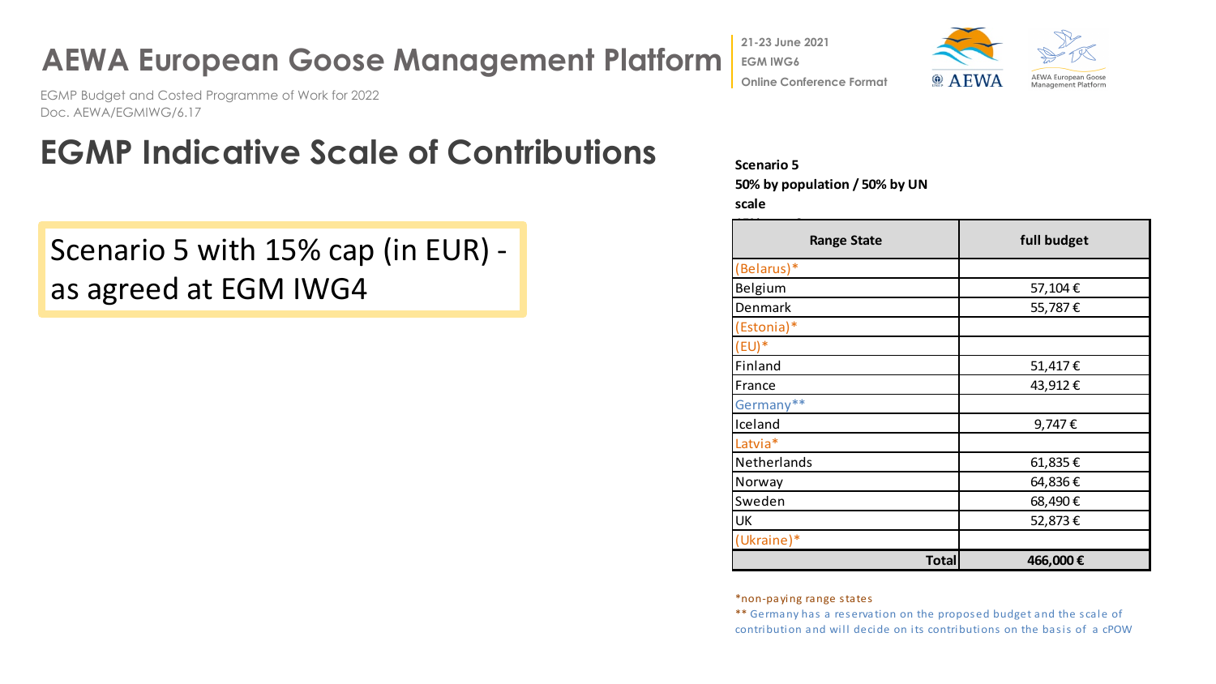# AEWA European Goose Management Platform

21-23 June 2021
EGM IWG6
Online Conference Format

EGMP Budget and Costed Programme of Work for 2022
Doc. AEWA/EGMIWG/6.17

## EGMP Indicative Scale of Contributions

Scenario 5 with 15% cap (in EUR) - as agreed at EGM IWG4

**Scenario 5**
**50% by population / 50% by UN scale**

| Range State | full budget |
|---|---|
| (Belarus)* | |
| Belgium | 57,104 € |
| Denmark | 55,787 € |
| (Estonia)* | |
| (EU)* | |
| Finland | 51,417 € |
| France | 43,912 € |
| Germany** | |
| Iceland | 9,747 € |
| Latvia* | |
| Netherlands | 61,835 € |
| Norway | 64,836 € |
| Sweden | 68,490 € |
| UK | 52,873 € |
| (Ukraine)* | |
| **Total** | **466,000 €** |

*non-paying range states
** Germany has a reservation on the proposed budget and the scale of contribution and will decide on its contributions on the basis of a cPOW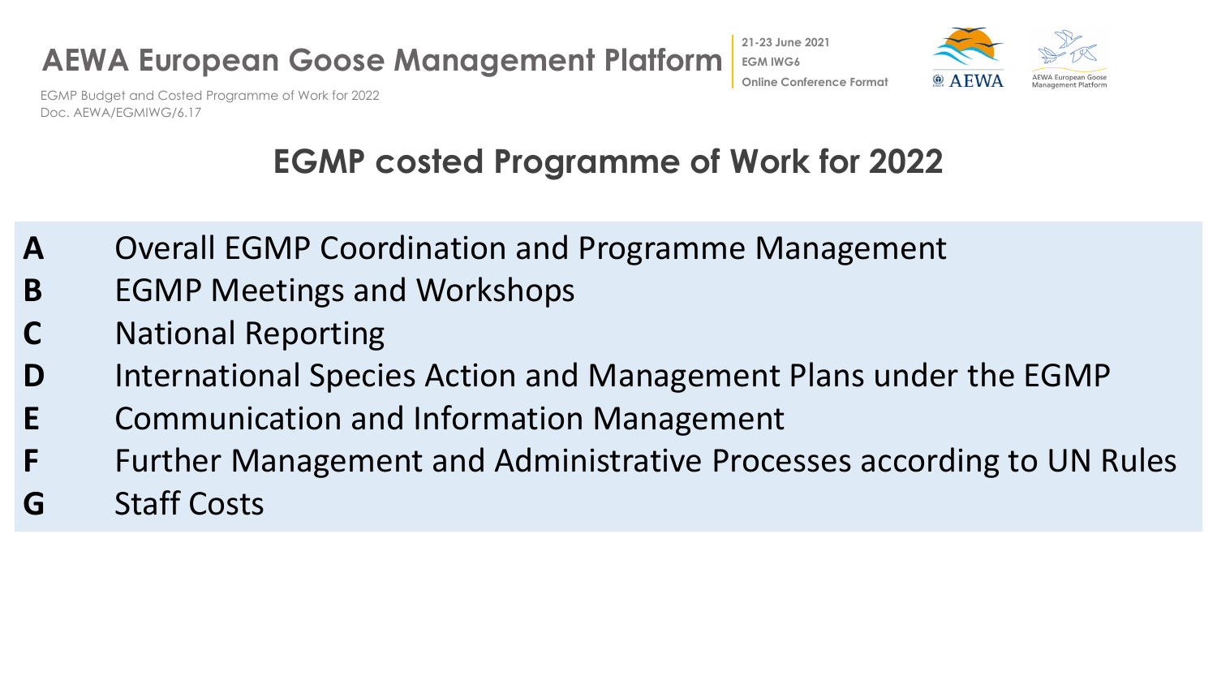## EGMP costed Programme of Work for 2022

- **A** Overall EGMP Coordination and Programme Management
- **B** EGMP Meetings and Workshops
- **C** National Reporting
- **D** International Species Action and Management Plans under the EGMP
- **E** Communication and Information Management
- **F** Further Management and Administrative Processes according to UN Rules
- **G** Staff Costs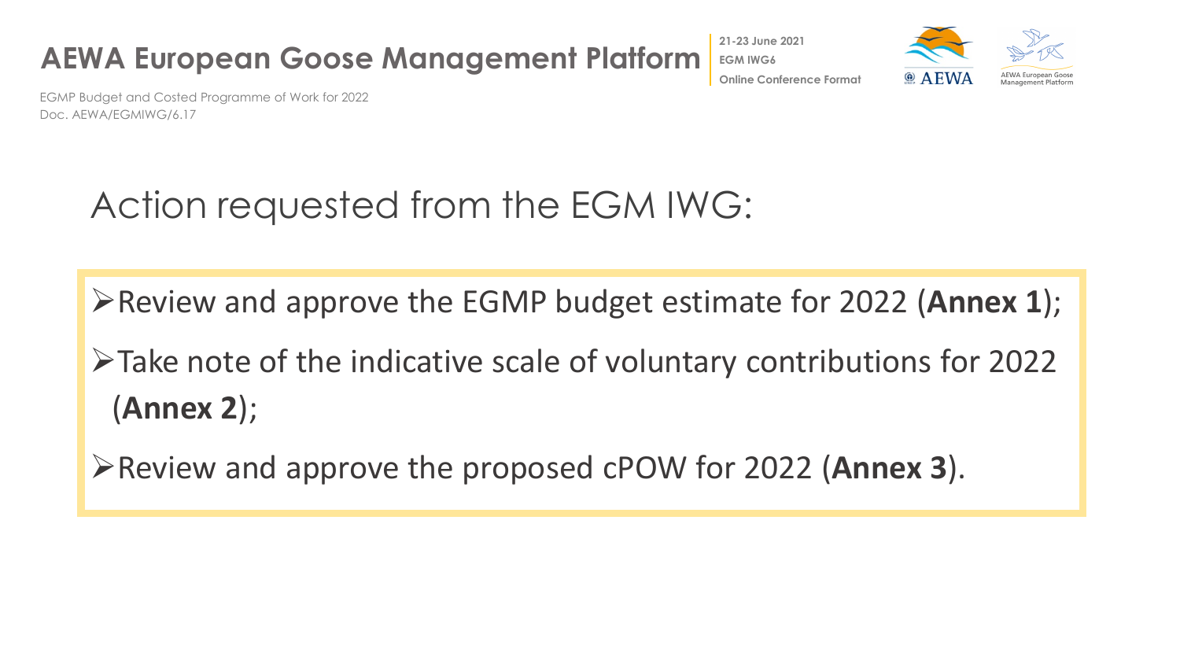# Action requested from the EGM IWG:

- Review and approve the EGMP budget estimate for 2022 (**Annex 1**);
- Take note of the indicative scale of voluntary contributions for 2022 (**Annex 2**);
- Review and approve the proposed cPOW for 2022 (**Annex 3**).